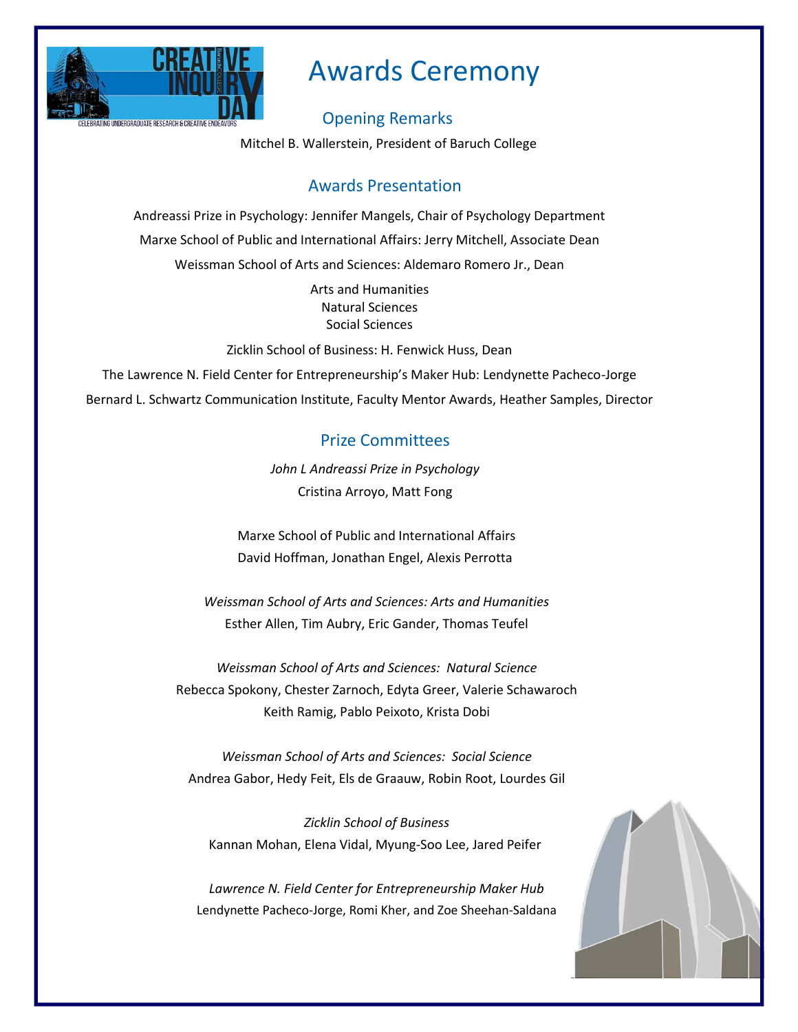# Awards Ceremony

## Opening Remarks

Mitchel B. Wallerstein, President of Baruch College

## Awards Presentation

Andreassi Prize in Psychology: Jennifer Mangels, Chair of Psychology Department

Marxe School of Public and International Affairs: Jerry Mitchell, Associate Dean

Weissman School of Arts and Sciences: Aldemaro Romero Jr., Dean

Arts and Humanities
Natural Sciences
Social Sciences

Zicklin School of Business: H. Fenwick Huss, Dean

The Lawrence N. Field Center for Entrepreneurship's Maker Hub: Lendynette Pacheco-Jorge

Bernard L. Schwartz Communication Institute, Faculty Mentor Awards, Heather Samples, Director

## Prize Committees

*John L Andreassi Prize in Psychology*
Cristina Arroyo, Matt Fong

Marxe School of Public and International Affairs
David Hoffman, Jonathan Engel, Alexis Perrotta

*Weissman School of Arts and Sciences: Arts and Humanities*
Esther Allen, Tim Aubry, Eric Gander, Thomas Teufel

*Weissman School of Arts and Sciences: Natural Science*
Rebecca Spokony, Chester Zarnoch, Edyta Greer, Valerie Schawaroch
Keith Ramig, Pablo Peixoto, Krista Dobi

*Weissman School of Arts and Sciences: Social Science*
Andrea Gabor, Hedy Feit, Els de Graauw, Robin Root, Lourdes Gil

*Zicklin School of Business*
Kannan Mohan, Elena Vidal, Myung-Soo Lee, Jared Peifer

*Lawrence N. Field Center for Entrepreneurship Maker Hub*
Lendynette Pacheco-Jorge, Romi Kher, and Zoe Sheehan-Saldana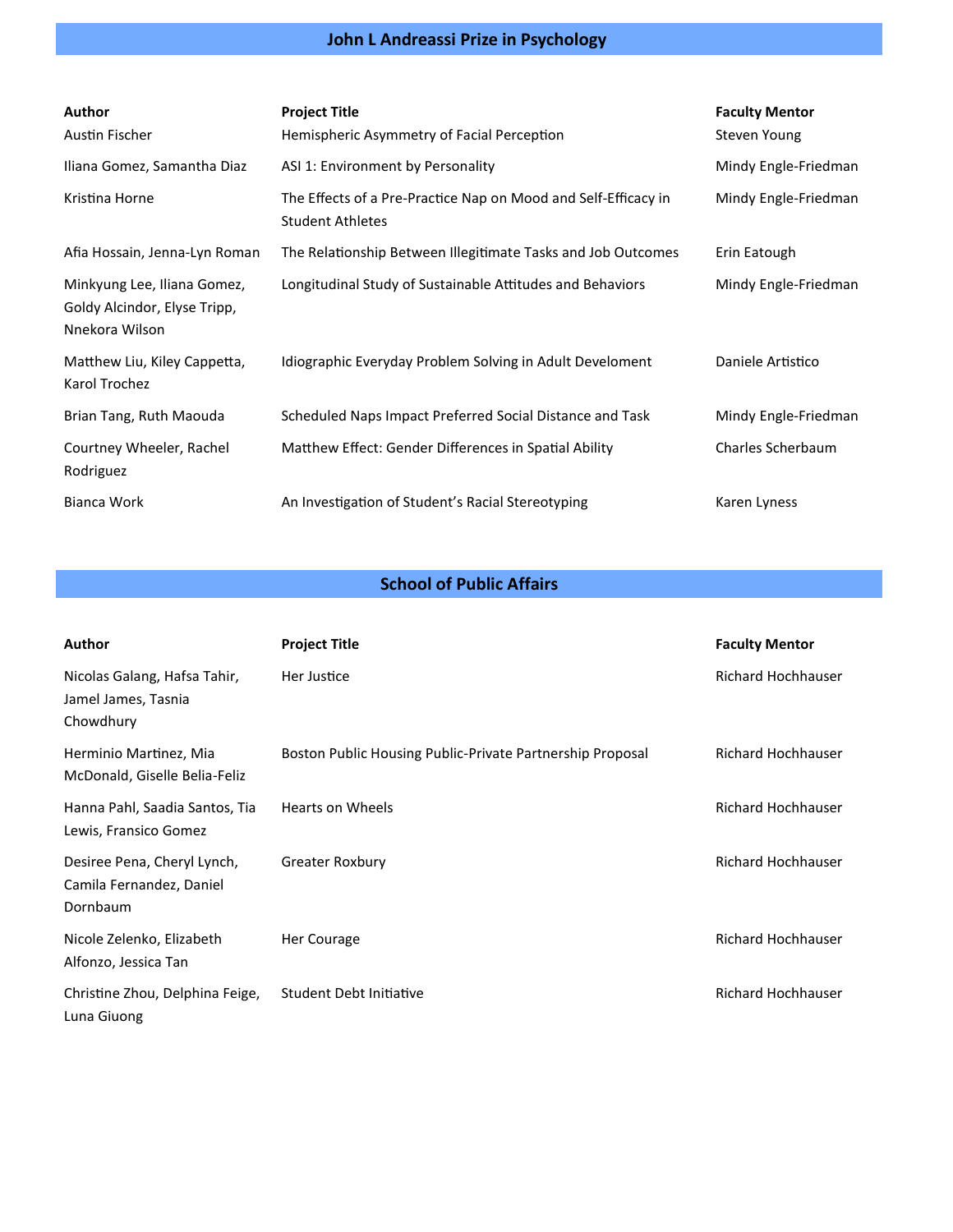## John L Andreassi Prize in Psychology

| Author | Project Title | Faculty Mentor |
| --- | --- | --- |
| Austin Fischer | Hemispheric Asymmetry of Facial Perception | Steven Young |
| Iliana Gomez, Samantha Diaz | ASI 1: Environment by Personality | Mindy Engle-Friedman |
| Kristina Horne | The Effects of a Pre-Practice Nap on Mood and Self-Efficacy in Student Athletes | Mindy Engle-Friedman |
| Afia Hossain, Jenna-Lyn Roman | The Relationship Between Illegitimate Tasks and Job Outcomes | Erin Eatough |
| Minkyung Lee, Iliana Gomez, Goldy Alcindor, Elyse Tripp, Nnekora Wilson | Longitudinal Study of Sustainable Attitudes and Behaviors | Mindy Engle-Friedman |
| Matthew Liu, Kiley Cappetta, Karol Trochez | Idiographic Everyday Problem Solving in Adult Develoment | Daniele Artistico |
| Brian Tang, Ruth Maouda | Scheduled Naps Impact Preferred Social Distance and Task | Mindy Engle-Friedman |
| Courtney Wheeler, Rachel Rodriguez | Matthew Effect: Gender Differences in Spatial Ability | Charles Scherbaum |
| Bianca Work | An Investigation of Student's Racial Stereotyping | Karen Lyness |

## School of Public Affairs

| Author | Project Title | Faculty Mentor |
| --- | --- | --- |
| Nicolas Galang, Hafsa Tahir, Jamel James, Tasnia Chowdhury | Her Justice | Richard Hochhauser |
| Herminio Martinez, Mia McDonald, Giselle Belia-Feliz | Boston Public Housing Public-Private Partnership Proposal | Richard Hochhauser |
| Hanna Pahl, Saadia Santos, Tia Lewis, Fransico Gomez | Hearts on Wheels | Richard Hochhauser |
| Desiree Pena, Cheryl Lynch, Camila Fernandez, Daniel Dornbaum | Greater Roxbury | Richard Hochhauser |
| Nicole Zelenko, Elizabeth Alfonzo, Jessica Tan | Her Courage | Richard Hochhauser |
| Christine Zhou, Delphina Feige, Luna Giuong | Student Debt Initiative | Richard Hochhauser |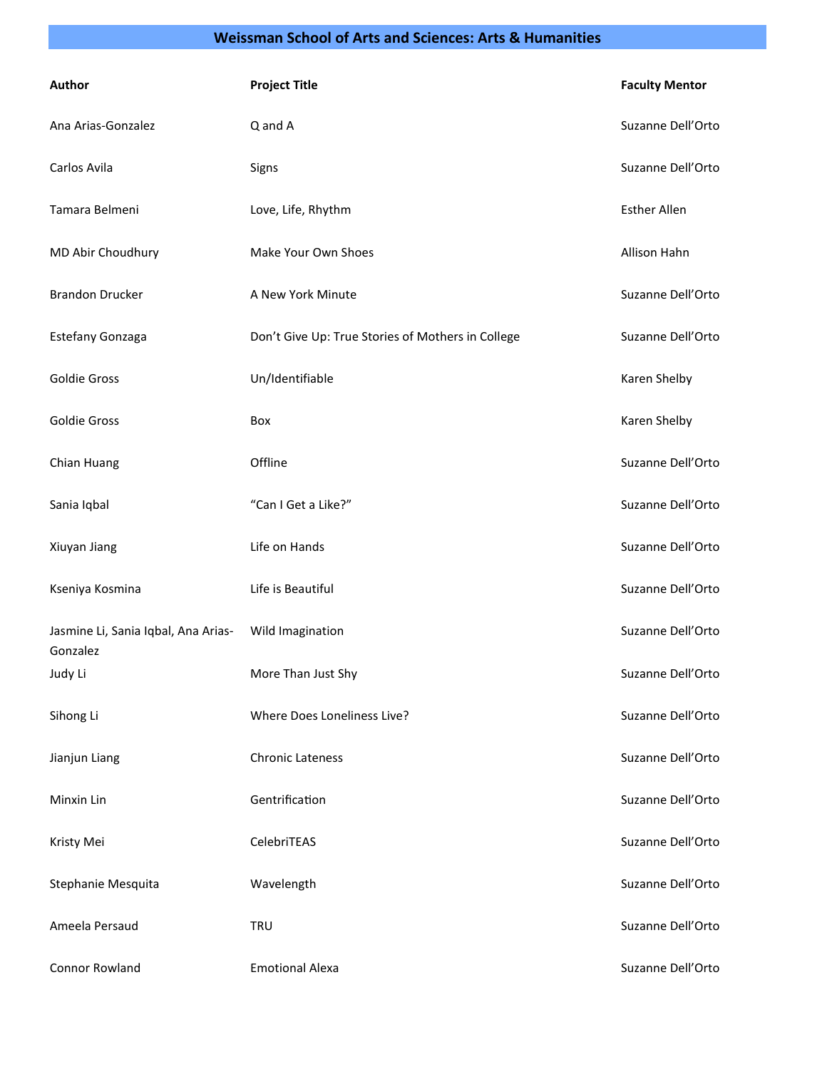## Weissman School of Arts and Sciences: Arts & Humanities

| Author | Project Title | Faculty Mentor |
|---|---|---|
| Ana Arias-Gonzalez | Q and A | Suzanne Dell'Orto |
| Carlos Avila | Signs | Suzanne Dell'Orto |
| Tamara Belmeni | Love, Life, Rhythm | Esther Allen |
| MD Abir Choudhury | Make Your Own Shoes | Allison Hahn |
| Brandon Drucker | A New York Minute | Suzanne Dell'Orto |
| Estefany Gonzaga | Don't Give Up: True Stories of Mothers in College | Suzanne Dell'Orto |
| Goldie Gross | Un/Identifiable | Karen Shelby |
| Goldie Gross | Box | Karen Shelby |
| Chian Huang | Offline | Suzanne Dell'Orto |
| Sania Iqbal | "Can I Get a Like?" | Suzanne Dell'Orto |
| Xiuyan Jiang | Life on Hands | Suzanne Dell'Orto |
| Kseniya Kosmina | Life is Beautiful | Suzanne Dell'Orto |
| Jasmine Li, Sania Iqbal, Ana Arias-Gonzalez | Wild Imagination | Suzanne Dell'Orto |
| Judy Li | More Than Just Shy | Suzanne Dell'Orto |
| Sihong Li | Where Does Loneliness Live? | Suzanne Dell'Orto |
| Jianjun Liang | Chronic Lateness | Suzanne Dell'Orto |
| Minxin Lin | Gentrification | Suzanne Dell'Orto |
| Kristy Mei | CelebriTEAS | Suzanne Dell'Orto |
| Stephanie Mesquita | Wavelength | Suzanne Dell'Orto |
| Ameela Persaud | TRU | Suzanne Dell'Orto |
| Connor Rowland | Emotional Alexa | Suzanne Dell'Orto |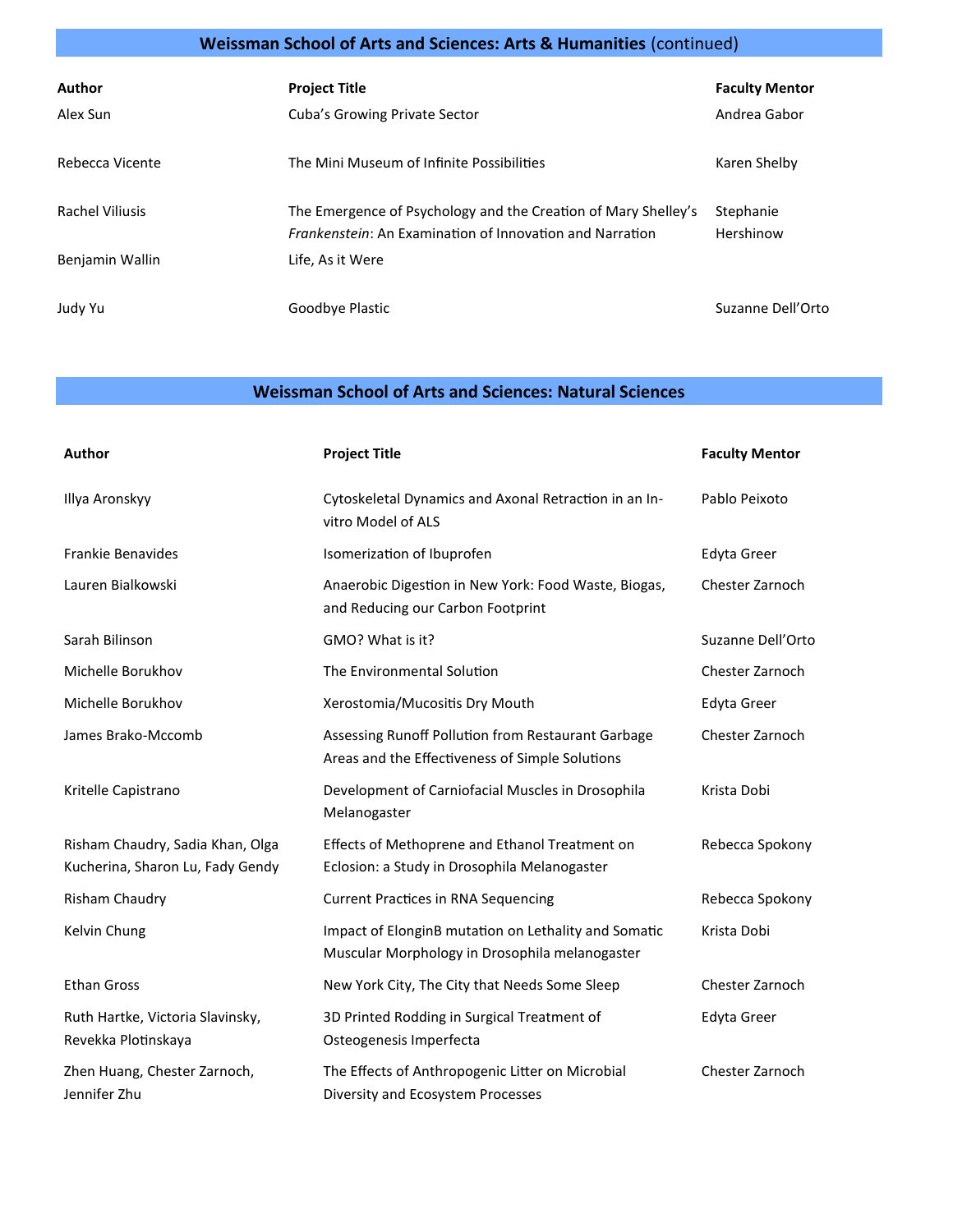## Weissman School of Arts and Sciences: Arts & Humanities (continued)

| Author | Project Title | Faculty Mentor |
|---|---|---|
| Alex Sun | Cuba's Growing Private Sector | Andrea Gabor |
| Rebecca Vicente | The Mini Museum of Infinite Possibilities | Karen Shelby |
| Rachel Viliusis | The Emergence of Psychology and the Creation of Mary Shelley's *Frankenstein*: An Examination of Innovation and Narration | Stephanie Hershinow |
| Benjamin Wallin | Life, As it Were | |
| Judy Yu | Goodbye Plastic | Suzanne Dell'Orto |

## Weissman School of Arts and Sciences: Natural Sciences

| Author | Project Title | Faculty Mentor |
|---|---|---|
| Illya Aronskyy | Cytoskeletal Dynamics and Axonal Retraction in an In-vitro Model of ALS | Pablo Peixoto |
| Frankie Benavides | Isomerization of Ibuprofen | Edyta Greer |
| Lauren Bialkowski | Anaerobic Digestion in New York: Food Waste, Biogas, and Reducing our Carbon Footprint | Chester Zarnoch |
| Sarah Bilinson | GMO? What is it? | Suzanne Dell'Orto |
| Michelle Borukhov | The Environmental Solution | Chester Zarnoch |
| Michelle Borukhov | Xerostomia/Mucositis Dry Mouth | Edyta Greer |
| James Brako-Mccomb | Assessing Runoff Pollution from Restaurant Garbage Areas and the Effectiveness of Simple Solutions | Chester Zarnoch |
| Kritelle Capistrano | Development of Carniofacial Muscles in Drosophila Melanogaster | Krista Dobi |
| Risham Chaudry, Sadia Khan, Olga Kucherina, Sharon Lu, Fady Gendy | Effects of Methoprene and Ethanol Treatment on Eclosion: a Study in Drosophila Melanogaster | Rebecca Spokony |
| Risham Chaudry | Current Practices in RNA Sequencing | Rebecca Spokony |
| Kelvin Chung | Impact of ElonginB mutation on Lethality and Somatic Muscular Morphology in Drosophila melanogaster | Krista Dobi |
| Ethan Gross | New York City, The City that Needs Some Sleep | Chester Zarnoch |
| Ruth Hartke, Victoria Slavinsky, Revekka Plotinskaya | 3D Printed Rodding in Surgical Treatment of Osteogenesis Imperfecta | Edyta Greer |
| Zhen Huang, Chester Zarnoch, Jennifer Zhu | The Effects of Anthropogenic Litter on Microbial Diversity and Ecosystem Processes | Chester Zarnoch |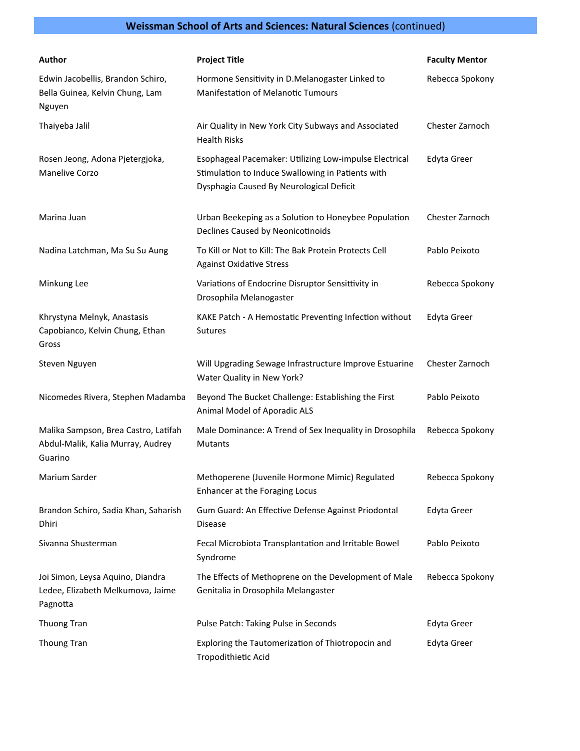## **Weissman School of Arts and Sciences: Natural Sciences** (continued)

| **Author** | **Project Title** | **Faculty Mentor** |
|---|---|---|
| Edwin Jacobellis, Brandon Schiro, Bella Guinea, Kelvin Chung, Lam Nguyen | Hormone Sensitivity in D.Melanogaster Linked to Manifestation of Melanotic Tumours | Rebecca Spokony |
| Thaiyeba Jalil | Air Quality in New York City Subways and Associated Health Risks | Chester Zarnoch |
| Rosen Jeong, Adona Pjetergjoka, Manelive Corzo | Esophageal Pacemaker: Utilizing Low-impulse Electrical Stimulation to Induce Swallowing in Patients with Dysphagia Caused By Neurological Deficit | Edyta Greer |
| Marina Juan | Urban Beekeping as a Solution to Honeybee Population Declines Caused by Neonicotinoids | Chester Zarnoch |
| Nadina Latchman, Ma Su Su Aung | To Kill or Not to Kill: The Bak Protein Protects Cell Against Oxidative Stress | Pablo Peixoto |
| Minkung Lee | Variations of Endocrine Disruptor Sensittivity in Drosophila Melanogaster | Rebecca Spokony |
| Khrystyna Melnyk, Anastasis Capobianco, Kelvin Chung, Ethan Gross | KAKE Patch - A Hemostatic Preventing Infection without Sutures | Edyta Greer |
| Steven Nguyen | Will Upgrading Sewage Infrastructure Improve Estuarine Water Quality in New York? | Chester Zarnoch |
| Nicomedes Rivera, Stephen Madamba | Beyond The Bucket Challenge: Establishing the First Animal Model of Aporadic ALS | Pablo Peixoto |
| Malika Sampson, Brea Castro, Latifah Abdul-Malik, Kalia Murray, Audrey Guarino | Male Dominance: A Trend of Sex Inequality in Drosophila Mutants | Rebecca Spokony |
| Marium Sarder | Methoperene (Juvenile Hormone Mimic) Regulated Enhancer at the Foraging Locus | Rebecca Spokony |
| Brandon Schiro, Sadia Khan, Saharish Dhiri | Gum Guard: An Effective Defense Against Priodontal Disease | Edyta Greer |
| Sivanna Shusterman | Fecal Microbiota Transplantation and Irritable Bowel Syndrome | Pablo Peixoto |
| Joi Simon, Leysa Aquino, Diandra Ledee, Elizabeth Melkumova, Jaime Pagnotta | The Effects of Methoprene on the Development of Male Genitalia in Drosophila Melangaster | Rebecca Spokony |
| Thuong Tran | Pulse Patch: Taking Pulse in Seconds | Edyta Greer |
| Thoung Tran | Exploring the Tautomerization of Thiotropocin and Tropodithietic Acid | Edyta Greer |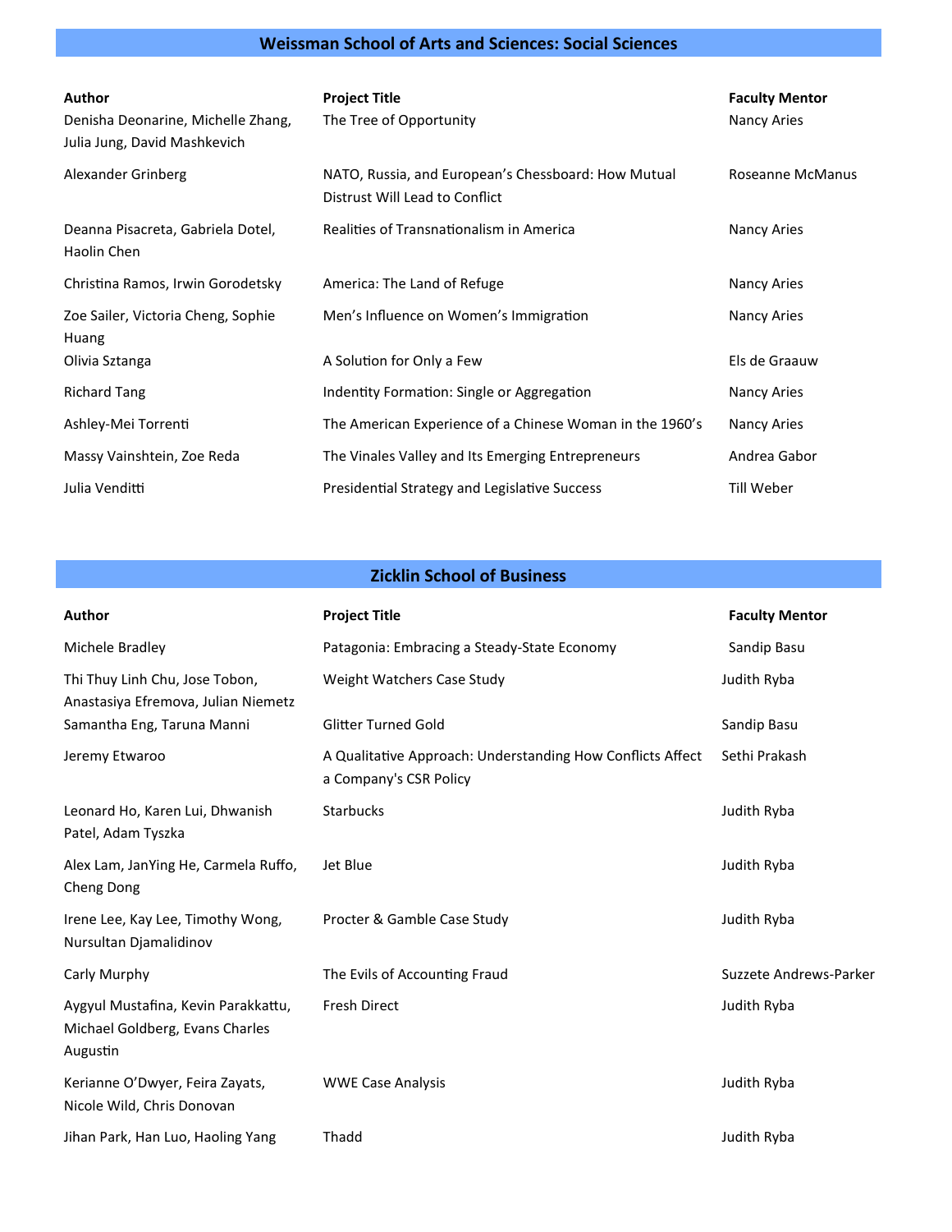## Weissman School of Arts and Sciences: Social Sciences

| Author | Project Title | Faculty Mentor |
| --- | --- | --- |
| Denisha Deonarine, Michelle Zhang, Julia Jung, David Mashkevich | The Tree of Opportunity | Nancy Aries |
| Alexander Grinberg | NATO, Russia, and European's Chessboard: How Mutual Distrust Will Lead to Conflict | Roseanne McManus |
| Deanna Pisacreta, Gabriela Dotel, Haolin Chen | Realities of Transnationalism in America | Nancy Aries |
| Christina Ramos, Irwin Gorodetsky | America: The Land of Refuge | Nancy Aries |
| Zoe Sailer, Victoria Cheng, Sophie Huang | Men's Influence on Women's Immigration | Nancy Aries |
| Olivia Sztanga | A Solution for Only a Few | Els de Graauw |
| Richard Tang | Indentity Formation: Single or Aggregation | Nancy Aries |
| Ashley-Mei Torrenti | The American Experience of a Chinese Woman in the 1960's | Nancy Aries |
| Massy Vainshtein, Zoe Reda | The Vinales Valley and Its Emerging Entrepreneurs | Andrea Gabor |
| Julia Venditti | Presidential Strategy and Legislative Success | Till Weber |

## Zicklin School of Business

| Author | Project Title | Faculty Mentor |
| --- | --- | --- |
| Michele Bradley | Patagonia: Embracing a Steady-State Economy | Sandip Basu |
| Thi Thuy Linh Chu, Jose Tobon, Anastasiya Efremova, Julian Niemetz | Weight Watchers Case Study | Judith Ryba |
| Samantha Eng, Taruna Manni | Glitter Turned Gold | Sandip Basu |
| Jeremy Etwaroo | A Qualitative Approach: Understanding How Conflicts Affect a Company's CSR Policy | Sethi Prakash |
| Leonard Ho, Karen Lui, Dhwanish Patel, Adam Tyszka | Starbucks | Judith Ryba |
| Alex Lam, JanYing He, Carmela Ruffo, Cheng Dong | Jet Blue | Judith Ryba |
| Irene Lee, Kay Lee, Timothy Wong, Nursultan Djamalidinov | Procter & Gamble Case Study | Judith Ryba |
| Carly Murphy | The Evils of Accounting Fraud | Suzzete Andrews-Parker |
| Aygyul Mustafina, Kevin Parakkattu, Michael Goldberg, Evans Charles Augustin | Fresh Direct | Judith Ryba |
| Kerianne O'Dwyer, Feira Zayats, Nicole Wild, Chris Donovan | WWE Case Analysis | Judith Ryba |
| Jihan Park, Han Luo, Haoling Yang | Thadd | Judith Ryba |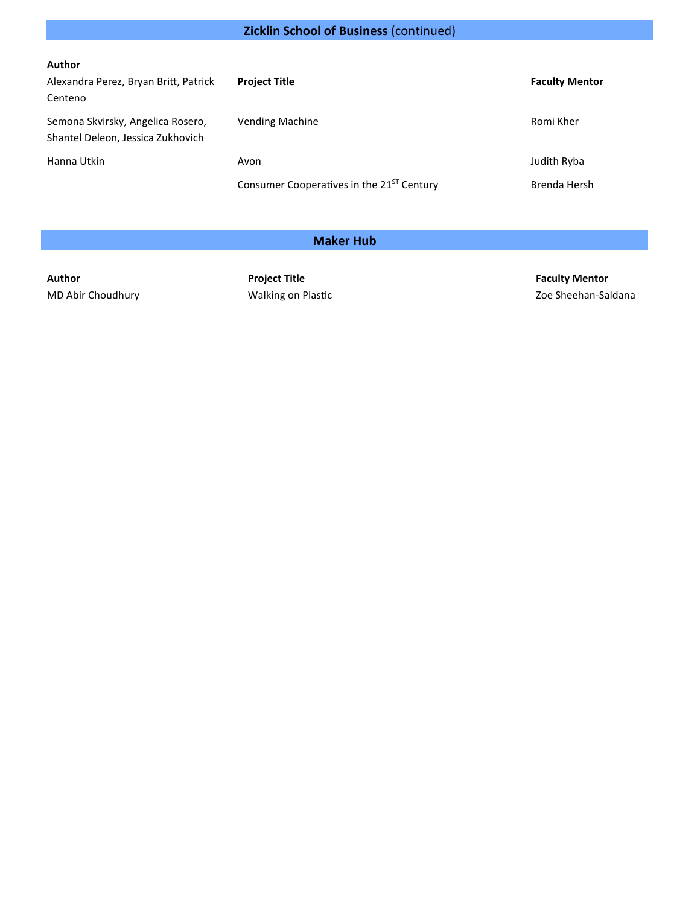## **Zicklin School of Business** (continued)

| **Author** | | |
|---|---|---|
| Alexandra Perez, Bryan Britt, Patrick Centeno | **Project Title** | **Faculty Mentor** |
| Semona Skvirsky, Angelica Rosero, Shantel Deleon, Jessica Zukhovich | Vending Machine | Romi Kher |
| Hanna Utkin | Avon | Judith Ryba |
| | Consumer Cooperatives in the 21ST Century | Brenda Hersh |

## Maker Hub

| Author | Project Title | Faculty Mentor |
|---|---|---|
| MD Abir Choudhury | Walking on Plastic | Zoe Sheehan-Saldana |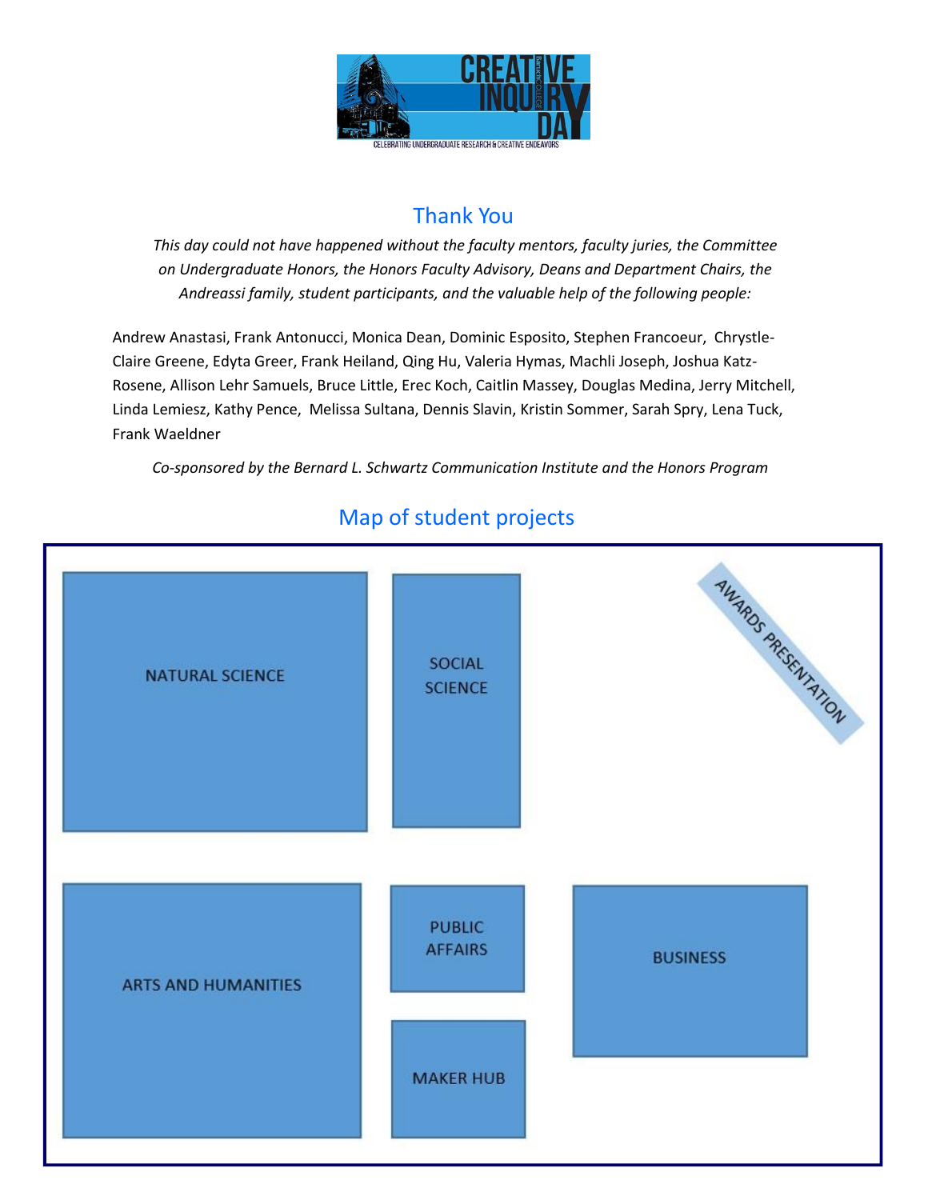## Thank You

*This day could not have happened without the faculty mentors, faculty juries, the Committee on Undergraduate Honors, the Honors Faculty Advisory, Deans and Department Chairs, the Andreassi family, student participants, and the valuable help of the following people:*

Andrew Anastasi, Frank Antonucci, Monica Dean, Dominic Esposito, Stephen Francoeur, Chrystle-Claire Greene, Edyta Greer, Frank Heiland, Qing Hu, Valeria Hymas, Machli Joseph, Joshua Katz-Rosene, Allison Lehr Samuels, Bruce Little, Erec Koch, Caitlin Massey, Douglas Medina, Jerry Mitchell, Linda Lemiesz, Kathy Pence, Melissa Sultana, Dennis Slavin, Kristin Sommer, Sarah Spry, Lena Tuck, Frank Waeldner

*Co-sponsored by the Bernard L. Schwartz Communication Institute and the Honors Program*

## Map of student projects

NATURAL SCIENCE

SOCIAL SCIENCE

AWARDS PRESENTATION

ARTS AND HUMANITIES

PUBLIC AFFAIRS

BUSINESS

MAKER HUB